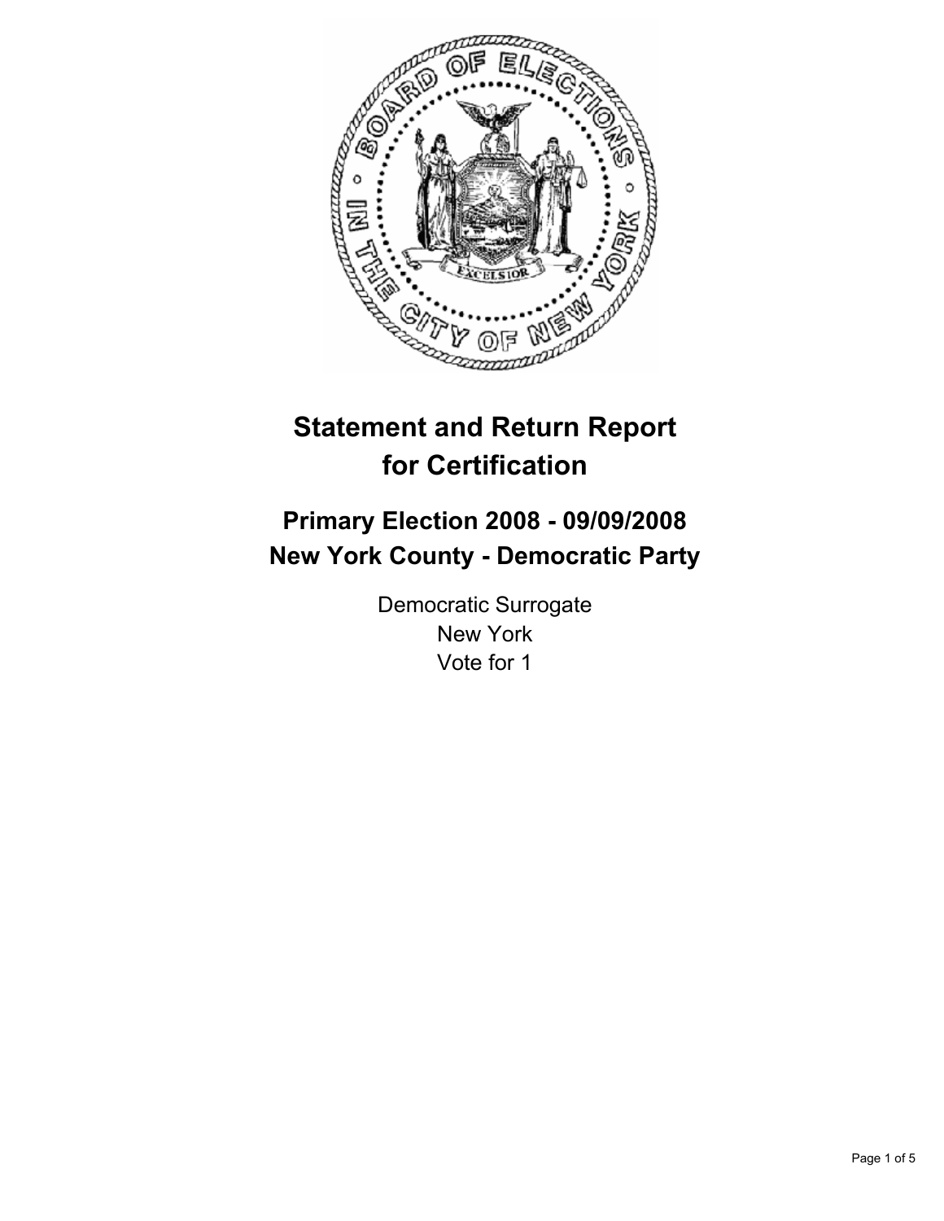# Statement and Return Report for Certification

## Primary Election 2008 - 09/09/2008
## New York County - Democratic Party

Democratic Surrogate
New York
Vote for 1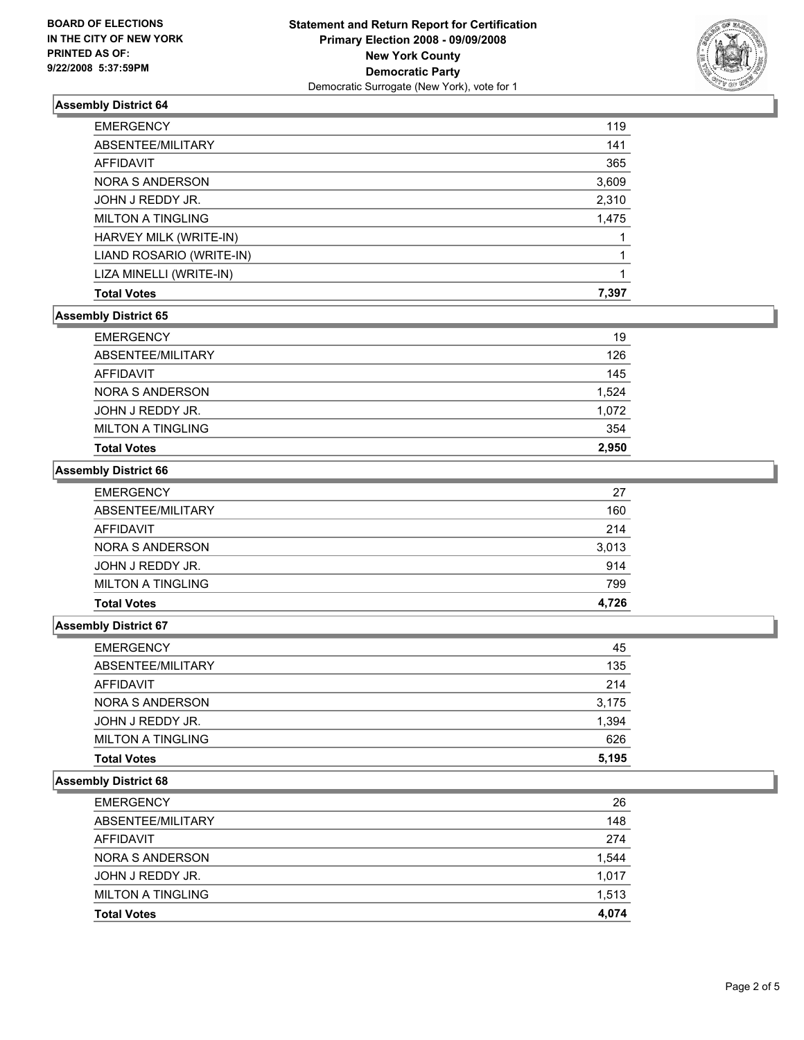**BOARD OF ELECTIONS IN THE CITY OF NEW YORK PRINTED AS OF: 9/22/2008 5:37:59PM**

# Statement and Return Report for Certification
## Primary Election 2008 - 09/09/2008
## New York County
## Democratic Party
Democratic Surrogate (New York), vote for 1

### Assembly District 64

| | |
|---|---|
| EMERGENCY | 119 |
| ABSENTEE/MILITARY | 141 |
| AFFIDAVIT | 365 |
| NORA S ANDERSON | 3,609 |
| JOHN J REDDY JR. | 2,310 |
| MILTON A TINGLING | 1,475 |
| HARVEY MILK (WRITE-IN) | 1 |
| LIAND ROSARIO (WRITE-IN) | 1 |
| LIZA MINELLI (WRITE-IN) | 1 |
| **Total Votes** | **7,397** |

### Assembly District 65

| | |
|---|---|
| EMERGENCY | 19 |
| ABSENTEE/MILITARY | 126 |
| AFFIDAVIT | 145 |
| NORA S ANDERSON | 1,524 |
| JOHN J REDDY JR. | 1,072 |
| MILTON A TINGLING | 354 |
| **Total Votes** | **2,950** |

### Assembly District 66

| | |
|---|---|
| EMERGENCY | 27 |
| ABSENTEE/MILITARY | 160 |
| AFFIDAVIT | 214 |
| NORA S ANDERSON | 3,013 |
| JOHN J REDDY JR. | 914 |
| MILTON A TINGLING | 799 |
| **Total Votes** | **4,726** |

### Assembly District 67

| | |
|---|---|
| EMERGENCY | 45 |
| ABSENTEE/MILITARY | 135 |
| AFFIDAVIT | 214 |
| NORA S ANDERSON | 3,175 |
| JOHN J REDDY JR. | 1,394 |
| MILTON A TINGLING | 626 |
| **Total Votes** | **5,195** |

### Assembly District 68

| | |
|---|---|
| EMERGENCY | 26 |
| ABSENTEE/MILITARY | 148 |
| AFFIDAVIT | 274 |
| NORA S ANDERSON | 1,544 |
| JOHN J REDDY JR. | 1,017 |
| MILTON A TINGLING | 1,513 |
| **Total Votes** | **4,074** |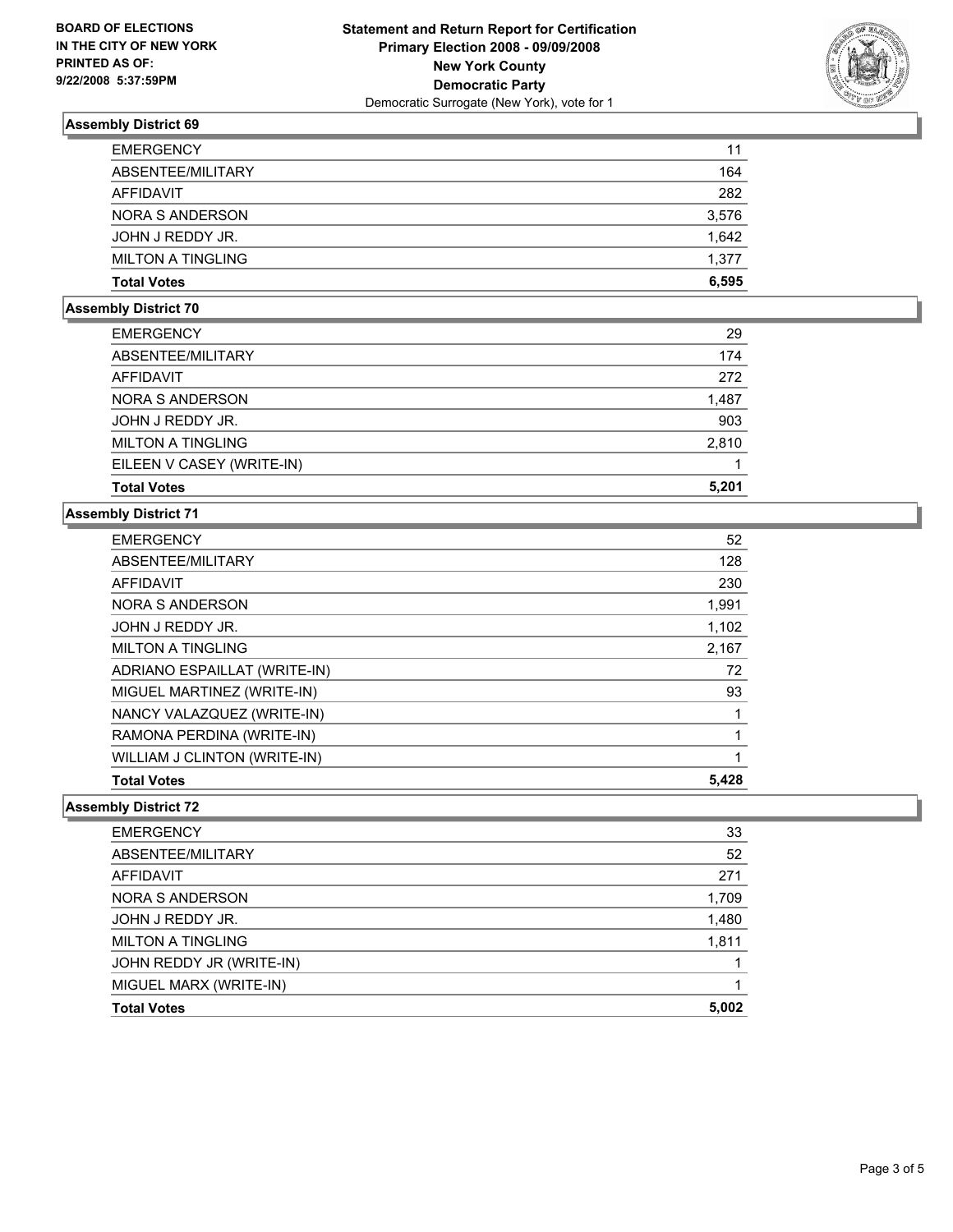**BOARD OF ELECTIONS IN THE CITY OF NEW YORK**
**PRINTED AS OF: 9/22/2008 5:37:59PM**

**Statement and Return Report for Certification**
**Primary Election 2008 - 09/09/2008**
**New York County**
**Democratic Party**
Democratic Surrogate (New York), vote for 1

### Assembly District 69

| | |
|---|---|
| EMERGENCY | 11 |
| ABSENTEE/MILITARY | 164 |
| AFFIDAVIT | 282 |
| NORA S ANDERSON | 3,576 |
| JOHN J REDDY JR. | 1,642 |
| MILTON A TINGLING | 1,377 |
| **Total Votes** | **6,595** |

### Assembly District 70

| | |
|---|---|
| EMERGENCY | 29 |
| ABSENTEE/MILITARY | 174 |
| AFFIDAVIT | 272 |
| NORA S ANDERSON | 1,487 |
| JOHN J REDDY JR. | 903 |
| MILTON A TINGLING | 2,810 |
| EILEEN V CASEY (WRITE-IN) | 1 |
| **Total Votes** | **5,201** |

### Assembly District 71

| | |
|---|---|
| EMERGENCY | 52 |
| ABSENTEE/MILITARY | 128 |
| AFFIDAVIT | 230 |
| NORA S ANDERSON | 1,991 |
| JOHN J REDDY JR. | 1,102 |
| MILTON A TINGLING | 2,167 |
| ADRIANO ESPAILLAT (WRITE-IN) | 72 |
| MIGUEL MARTINEZ (WRITE-IN) | 93 |
| NANCY VALAZQUEZ (WRITE-IN) | 1 |
| RAMONA PERDINA (WRITE-IN) | 1 |
| WILLIAM J CLINTON (WRITE-IN) | 1 |
| **Total Votes** | **5,428** |

### Assembly District 72

| | |
|---|---|
| EMERGENCY | 33 |
| ABSENTEE/MILITARY | 52 |
| AFFIDAVIT | 271 |
| NORA S ANDERSON | 1,709 |
| JOHN J REDDY JR. | 1,480 |
| MILTON A TINGLING | 1,811 |
| JOHN REDDY JR (WRITE-IN) | 1 |
| MIGUEL MARX (WRITE-IN) | 1 |
| **Total Votes** | **5,002** |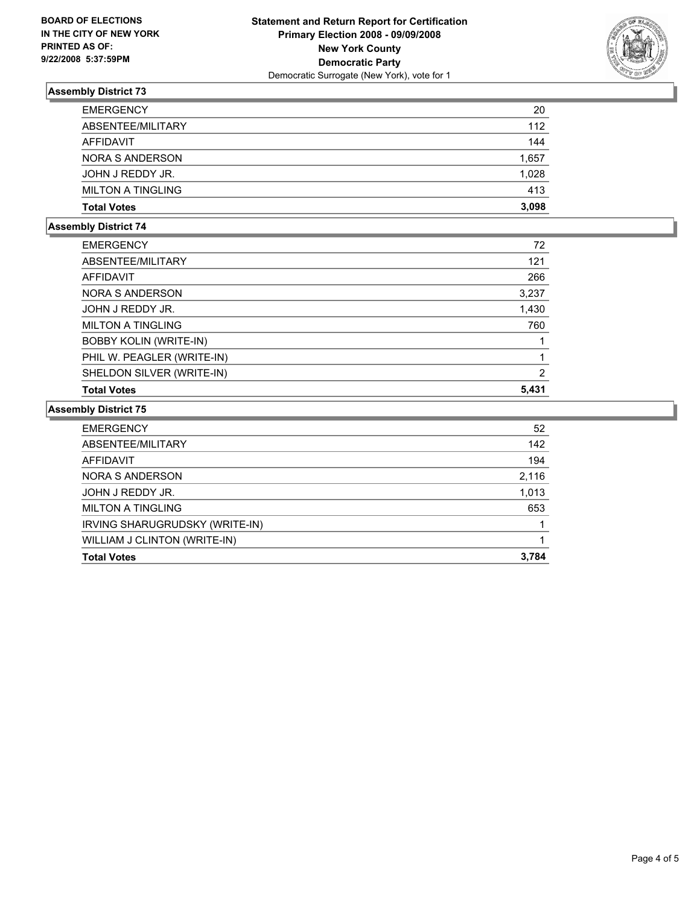**BOARD OF ELECTIONS**
**IN THE CITY OF NEW YORK**
**PRINTED AS OF:**
**9/22/2008 5:37:59PM**

**Statement and Return Report for Certification**
**Primary Election 2008 - 09/09/2008**
**New York County**
**Democratic Party**
Democratic Surrogate (New York), vote for 1

### Assembly District 73

| | |
|---|---|
| EMERGENCY | 20 |
| ABSENTEE/MILITARY | 112 |
| AFFIDAVIT | 144 |
| NORA S ANDERSON | 1,657 |
| JOHN J REDDY JR. | 1,028 |
| MILTON A TINGLING | 413 |
| **Total Votes** | **3,098** |

### Assembly District 74

| | |
|---|---|
| EMERGENCY | 72 |
| ABSENTEE/MILITARY | 121 |
| AFFIDAVIT | 266 |
| NORA S ANDERSON | 3,237 |
| JOHN J REDDY JR. | 1,430 |
| MILTON A TINGLING | 760 |
| BOBBY KOLIN (WRITE-IN) | 1 |
| PHIL W. PEAGLER (WRITE-IN) | 1 |
| SHELDON SILVER (WRITE-IN) | 2 |
| **Total Votes** | **5,431** |

### Assembly District 75

| | |
|---|---|
| EMERGENCY | 52 |
| ABSENTEE/MILITARY | 142 |
| AFFIDAVIT | 194 |
| NORA S ANDERSON | 2,116 |
| JOHN J REDDY JR. | 1,013 |
| MILTON A TINGLING | 653 |
| IRVING SHARUGRUDSKY (WRITE-IN) | 1 |
| WILLIAM J CLINTON (WRITE-IN) | 1 |
| **Total Votes** | **3,784** |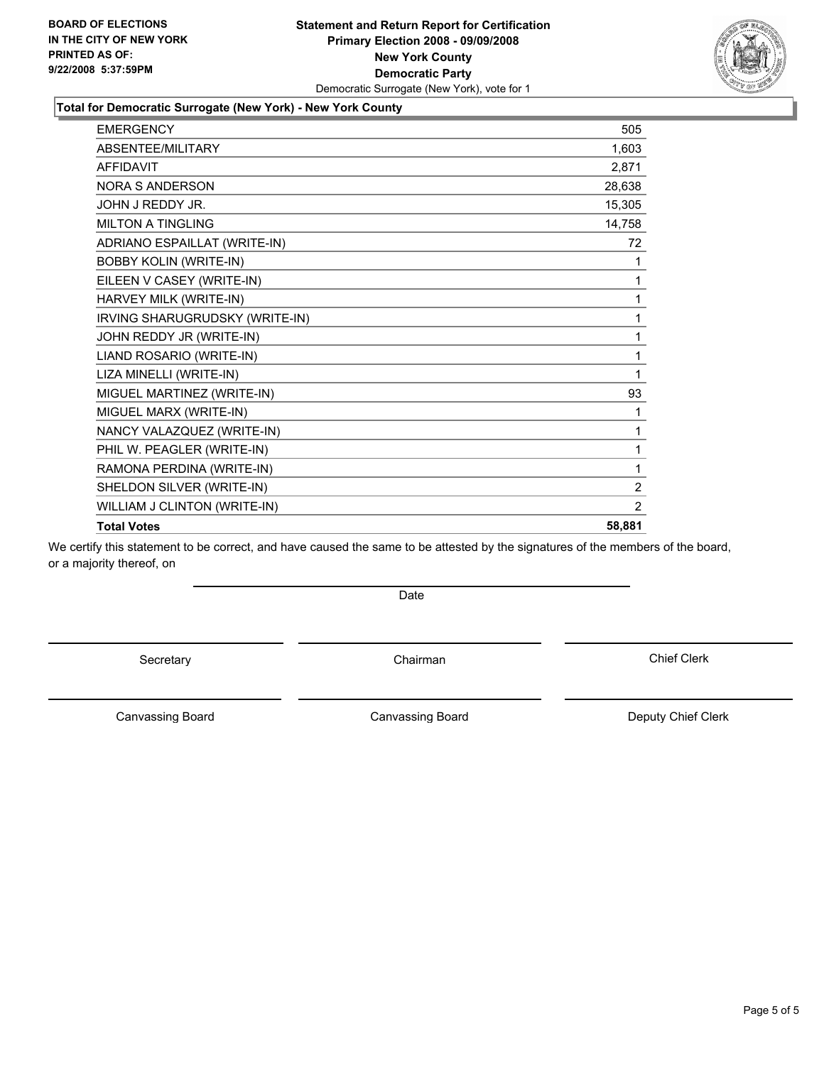**BOARD OF ELECTIONS IN THE CITY OF NEW YORK PRINTED AS OF: 9/22/2008 5:37:59PM**

**Statement and Return Report for Certification**
**Primary Election 2008 - 09/09/2008**
**New York County**
**Democratic Party**
Democratic Surrogate (New York), vote for 1

### Total for Democratic Surrogate (New York) - New York County

| | |
|---|---|
| EMERGENCY | 505 |
| ABSENTEE/MILITARY | 1,603 |
| AFFIDAVIT | 2,871 |
| NORA S ANDERSON | 28,638 |
| JOHN J REDDY JR. | 15,305 |
| MILTON A TINGLING | 14,758 |
| ADRIANO ESPAILLAT (WRITE-IN) | 72 |
| BOBBY KOLIN (WRITE-IN) | 1 |
| EILEEN V CASEY (WRITE-IN) | 1 |
| HARVEY MILK (WRITE-IN) | 1 |
| IRVING SHARUGRUDSKY (WRITE-IN) | 1 |
| JOHN REDDY JR (WRITE-IN) | 1 |
| LIAND ROSARIO (WRITE-IN) | 1 |
| LIZA MINELLI (WRITE-IN) | 1 |
| MIGUEL MARTINEZ (WRITE-IN) | 93 |
| MIGUEL MARX (WRITE-IN) | 1 |
| NANCY VALAZQUEZ (WRITE-IN) | 1 |
| PHIL W. PEAGLER (WRITE-IN) | 1 |
| RAMONA PERDINA (WRITE-IN) | 1 |
| SHELDON SILVER (WRITE-IN) | 2 |
| WILLIAM J CLINTON (WRITE-IN) | 2 |
| **Total Votes** | **58,881** |

We certify this statement to be correct, and have caused the same to be attested by the signatures of the members of the board, or a majority thereof, on

Date

Secretary

Chairman

Chief Clerk

Canvassing Board

Canvassing Board

Deputy Chief Clerk